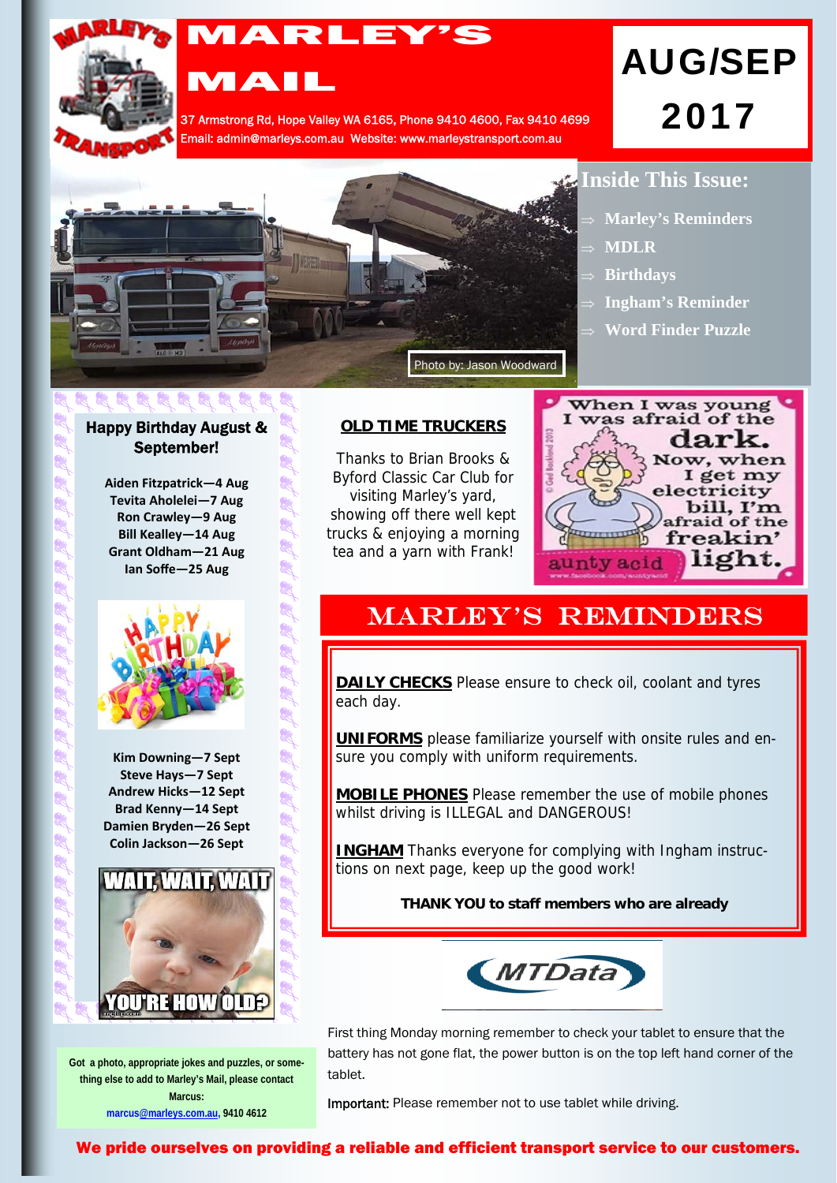# MARLEY'S MAIL

37 Armstrong Rd, Hope Valley WA 6165, Phone 9410 4600, Fax 9410 4699
Email: admin@marleys.com.au Website: www.marleystransport.com.au

**AUG/SEP 2017**

Photo by: Jason Woodward

## Inside This Issue:

- Marley's Reminders
- MDLR
- Birthdays
- Ingham's Reminder
- Word Finder Puzzle

### Happy Birthday August & September!

**Aiden Fitzpatrick—4 Aug**
**Tevita Aholelei—7 Aug**
**Ron Crawley—9 Aug**
**Bill Kealley—14 Aug**
**Grant Oldham—21 Aug**
**Ian Soffe—25 Aug**

**Kim Downing—7 Sept**
**Steve Hays—7 Sept**
**Andrew Hicks—12 Sept**
**Brad Kenny—14 Sept**
**Damien Bryden—26 Sept**
**Colin Jackson—26 Sept**

WAIT, WAIT, WAIT
YOU'RE HOW OLD?

**Got a photo, appropriate jokes and puzzles, or something else to add to Marley's Mail, please contact Marcus: marcus@marleys.com.au, 9410 4612**

### OLD TIME TRUCKERS

Thanks to Brian Brooks & Byford Classic Car Club for visiting Marley's yard, showing off there well kept trucks & enjoying a morning tea and a yarn with Frank!

When I was young I was afraid of the dark. Now, when I get my electricity bill, I'm afraid of the freakin' light.
aunty acid

## MARLEY'S REMINDERS

**DAILY CHECKS** Please ensure to check oil, coolant and tyres each day.

**UNIFORMS** please familiarize yourself with onsite rules and ensure you comply with uniform requirements.

**MOBILE PHONES** Please remember the use of mobile phones whilst driving is ILLEGAL and DANGEROUS!

**INGHAM** Thanks everyone for complying with Ingham instructions on next page, keep up the good work!

**THANK YOU to staff members who are already**

MTData

First thing Monday morning remember to check your tablet to ensure that the battery has not gone flat, the power button is on the top left hand corner of the tablet.

Important: Please remember not to use tablet while driving.

**We pride ourselves on providing a reliable and efficient transport service to our customers.**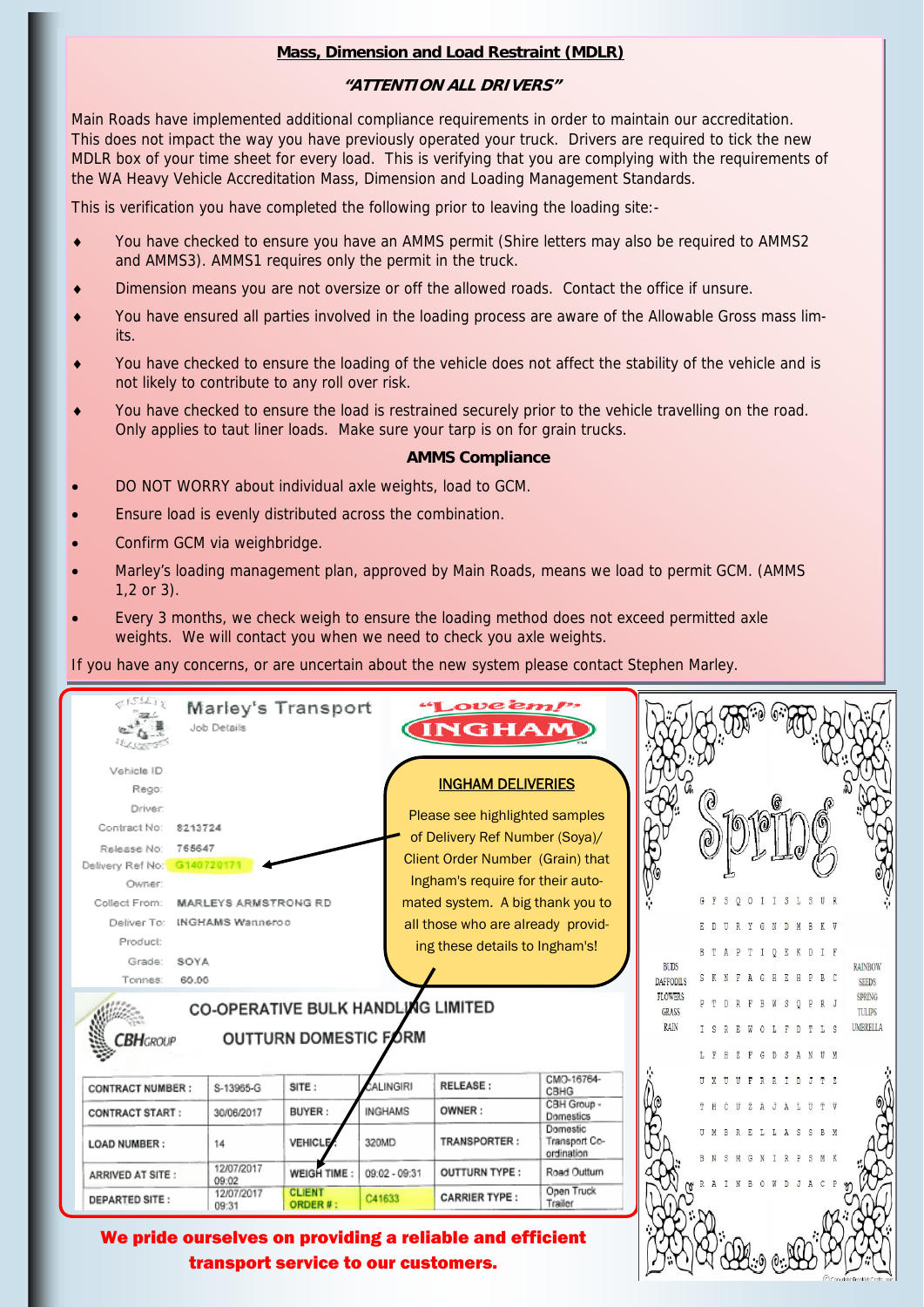## Mass, Dimension and Load Restraint (MDLR)

***"ATTENTION ALL DRIVERS"***

Main Roads have implemented additional compliance requirements in order to maintain our accreditation. This does not impact the way you have previously operated your truck. Drivers are required to tick the new MDLR box of your time sheet for every load. This is verifying that you are complying with the requirements of the WA Heavy Vehicle Accreditation Mass, Dimension and Loading Management Standards.

This is verification you have completed the following prior to leaving the loading site:-

- You have checked to ensure you have an AMMS permit (Shire letters may also be required to AMMS2 and AMMS3). AMMS1 requires only the permit in the truck.
- Dimension means you are not oversize or off the allowed roads. Contact the office if unsure.
- You have ensured all parties involved in the loading process are aware of the Allowable Gross mass limits.
- You have checked to ensure the loading of the vehicle does not affect the stability of the vehicle and is not likely to contribute to any roll over risk.
- You have checked to ensure the load is restrained securely prior to the vehicle travelling on the road. Only applies to taut liner loads. Make sure your tarp is on for grain trucks.

### AMMS Compliance

- DO NOT WORRY about individual axle weights, load to GCM.
- Ensure load is evenly distributed across the combination.
- Confirm GCM via weighbridge.
- Marley's loading management plan, approved by Main Roads, means we load to permit GCM. (AMMS 1,2 or 3).
- Every 3 months, we check weigh to ensure the loading method does not exceed permitted axle weights. We will contact you when we need to check you axle weights.

If you have any concerns, or are uncertain about the new system please contact Stephen Marley.

**Marley's Transport**
Job Details

"Love 'em!" INGHAM

| | |
|---|---|
| Vehicle ID | |
| Rego: | |
| Driver: | |
| Contract No: | 8213724 |
| Release No: | 765647 |
| Delivery Ref No: | G140720171 |
| Owner: | |
| Collect From: | MARLEYS ARMSTRONG RD |
| Deliver To: | INGHAMS Wanneroo |
| Product: | |
| Grade: | SOYA |
| Tonnes: | 60.00 |

### INGHAM DELIVERIES

Please see highlighted samples of Delivery Ref Number (Soya)/ Client Order Number (Grain) that Ingham's require for their automated system. A big thank you to all those who are already providing these details to Ingham's!

**CO-OPERATIVE BULK HANDLING LIMITED**
**OUTTURN DOMESTIC FORM**

| | | | | | |
|---|---|---|---|---|---|
| CONTRACT NUMBER : | S-13965-G | SITE : | CALINGIRI | RELEASE : | CMO-16764-CBHG |
| CONTRACT START : | 30/06/2017 | BUYER : | INGHAMS | OWNER : | CBH Group - Domestics |
| LOAD NUMBER : | 14 | VEHICLE : | 320MD | TRANSPORTER : | Domestic Transport Co-ordination |
| ARRIVED AT SITE : | 12/07/2017 09:02 | WEIGH TIME : | 09:02 - 09:31 | OUTTURN TYPE : | Road Outturn |
| DEPARTED SITE : | 12/07/2017 09:31 | CLIENT ORDER # : | C41633 | CARRIER TYPE : | Open Truck Trailer |

**We pride ourselves on providing a reliable and efficient transport service to our customers.**

Spring

G F S Q O I I S L S U R
E D U R Y G N D M B K V
B T A P T I Q E K D I F
S K N F A G H Z H P B C
P T D R F B W S Q P R J
I S R E W O L F D T L S
L F H Z F G D S A N U M
U X U U F R R I D J T Z
T H C U Z A J A L U T V
U M B R E L L A S S B M
B N S M G N I R P S M K
R A I N B O W D J A C P

BUDS, DAFFODILS, FLOWERS, GRASS, RAIN, RAINBOW, SEEDS, SPRING, TULIPS, UMBRELLA